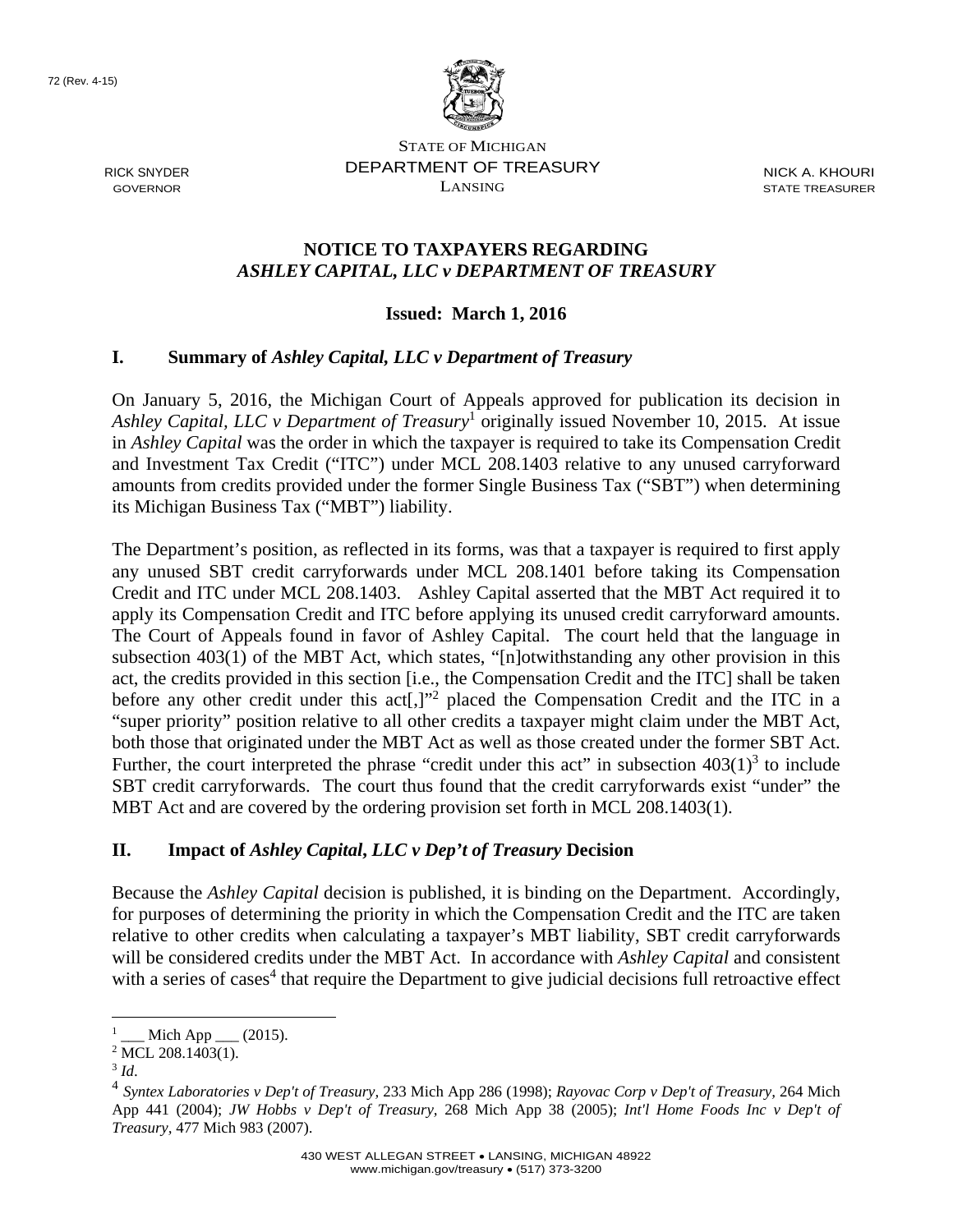72 (Rev. 4-15)

STATE OF MICHIGAN
DEPARTMENT OF TREASURY
LANSING

RICK SNYDER
GOVERNOR

NICK A. KHOURI
STATE TREASURER

# NOTICE TO TAXPAYERS REGARDING *ASHLEY CAPITAL, LLC v DEPARTMENT OF TREASURY*

**Issued: March 1, 2016**

## I. Summary of *Ashley Capital, LLC v Department of Treasury*

On January 5, 2016, the Michigan Court of Appeals approved for publication its decision in *Ashley Capital, LLC v Department of Treasury*[1] originally issued November 10, 2015. At issue in *Ashley Capital* was the order in which the taxpayer is required to take its Compensation Credit and Investment Tax Credit ("ITC") under MCL 208.1403 relative to any unused carryforward amounts from credits provided under the former Single Business Tax ("SBT") when determining its Michigan Business Tax ("MBT") liability.

The Department's position, as reflected in its forms, was that a taxpayer is required to first apply any unused SBT credit carryforwards under MCL 208.1401 before taking its Compensation Credit and ITC under MCL 208.1403. Ashley Capital asserted that the MBT Act required it to apply its Compensation Credit and ITC before applying its unused credit carryforward amounts. The Court of Appeals found in favor of Ashley Capital. The court held that the language in subsection 403(1) of the MBT Act, which states, "[n]otwithstanding any other provision in this act, the credits provided in this section [i.e., the Compensation Credit and the ITC] shall be taken before any other credit under this act[,]"[2] placed the Compensation Credit and the ITC in a "super priority" position relative to all other credits a taxpayer might claim under the MBT Act, both those that originated under the MBT Act as well as those created under the former SBT Act. Further, the court interpreted the phrase "credit under this act" in subsection 403(1)[3] to include SBT credit carryforwards. The court thus found that the credit carryforwards exist "under" the MBT Act and are covered by the ordering provision set forth in MCL 208.1403(1).

## II. Impact of *Ashley Capital, LLC v Dep't of Treasury* Decision

Because the *Ashley Capital* decision is published, it is binding on the Department. Accordingly, for purposes of determining the priority in which the Compensation Credit and the ITC are taken relative to other credits when calculating a taxpayer's MBT liability, SBT credit carryforwards will be considered credits under the MBT Act. In accordance with *Ashley Capital* and consistent with a series of cases[4] that require the Department to give judicial decisions full retroactive effect

---

[1] ___ Mich App ___ (2015).

[2] MCL 208.1403(1).

[3] *Id*.

[4] *Syntex Laboratories v Dep't of Treasury*, 233 Mich App 286 (1998); *Rayovac Corp v Dep't of Treasury*, 264 Mich App 441 (2004); *JW Hobbs v Dep't of Treasury*, 268 Mich App 38 (2005); *Int'l Home Foods Inc v Dep't of Treasury*, 477 Mich 983 (2007).

430 WEST ALLEGAN STREET • LANSING, MICHIGAN 48922
www.michigan.gov/treasury • (517) 373-3200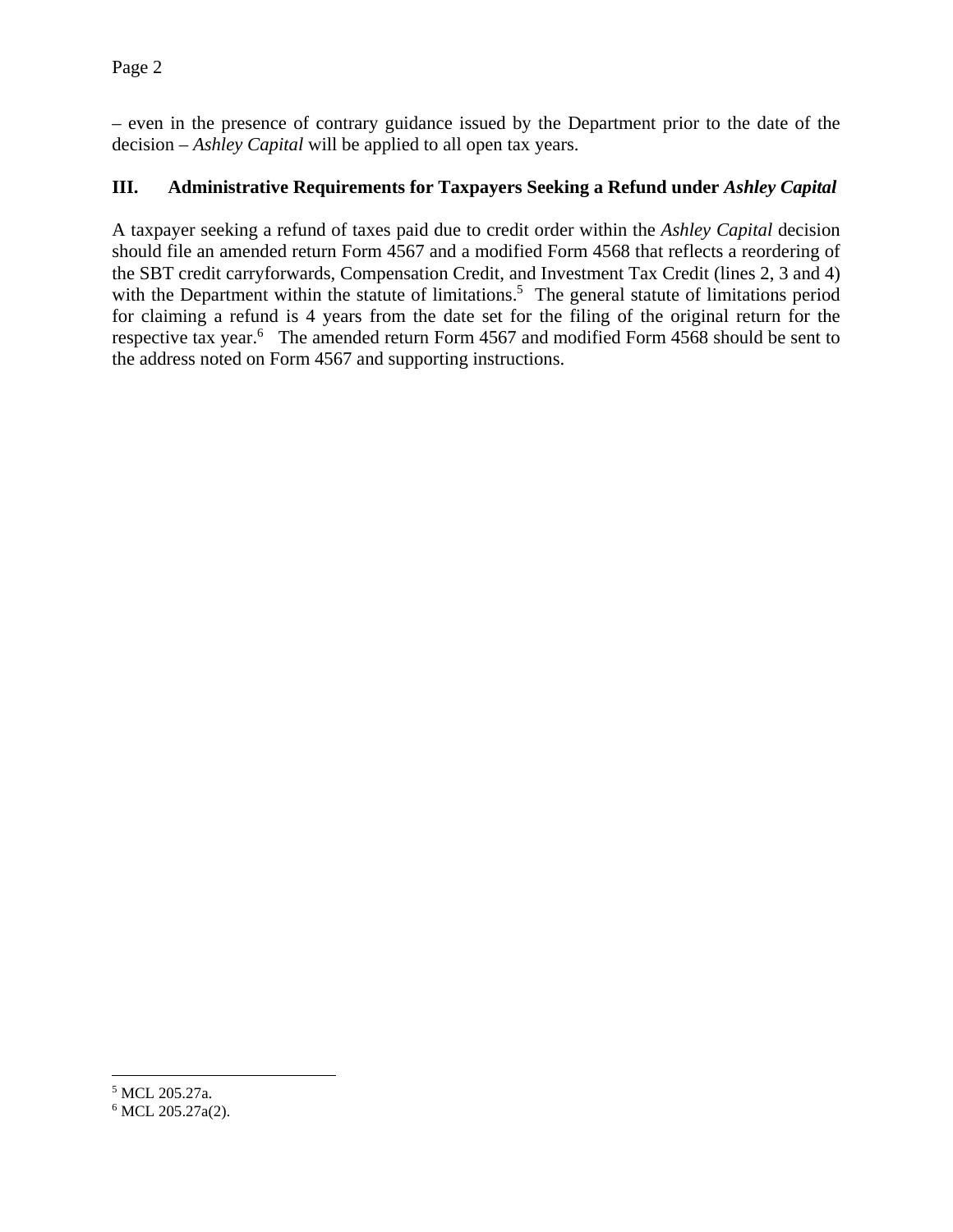– even in the presence of contrary guidance issued by the Department prior to the date of the decision – *Ashley Capital* will be applied to all open tax years.

## III. Administrative Requirements for Taxpayers Seeking a Refund under *Ashley Capital*

A taxpayer seeking a refund of taxes paid due to credit order within the *Ashley Capital* decision should file an amended return Form 4567 and a modified Form 4568 that reflects a reordering of the SBT credit carryforwards, Compensation Credit, and Investment Tax Credit (lines 2, 3 and 4) with the Department within the statute of limitations.[5] The general statute of limitations period for claiming a refund is 4 years from the date set for the filing of the original return for the respective tax year.[6] The amended return Form 4567 and modified Form 4568 should be sent to the address noted on Form 4567 and supporting instructions.

---

[5] MCL 205.27a.

[6] MCL 205.27a(2).